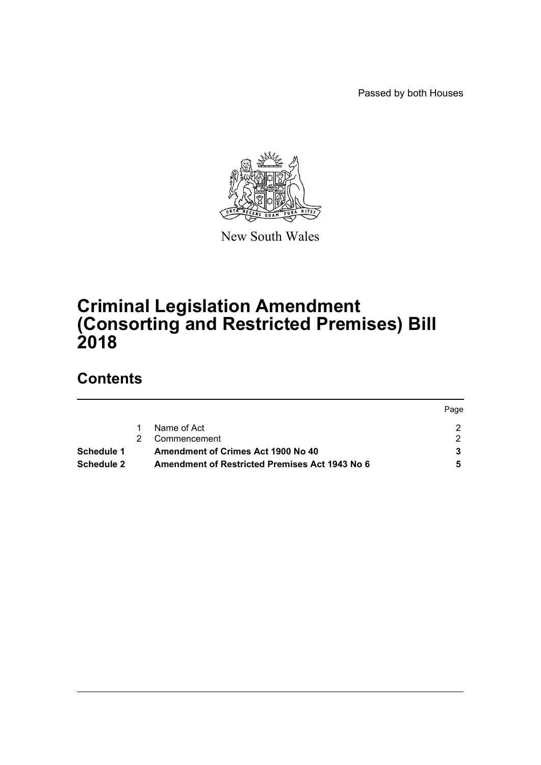Passed by both Houses

New South Wales

# Criminal Legislation Amendment (Consorting and Restricted Premises) Bill 2018

## Contents

| | | | Page |
|---|---|---|---|
| | 1 | Name of Act | 2 |
| | 2 | Commencement | 2 |
| **Schedule 1** | | **Amendment of Crimes Act 1900 No 40** | **3** |
| **Schedule 2** | | **Amendment of Restricted Premises Act 1943 No 6** | **5** |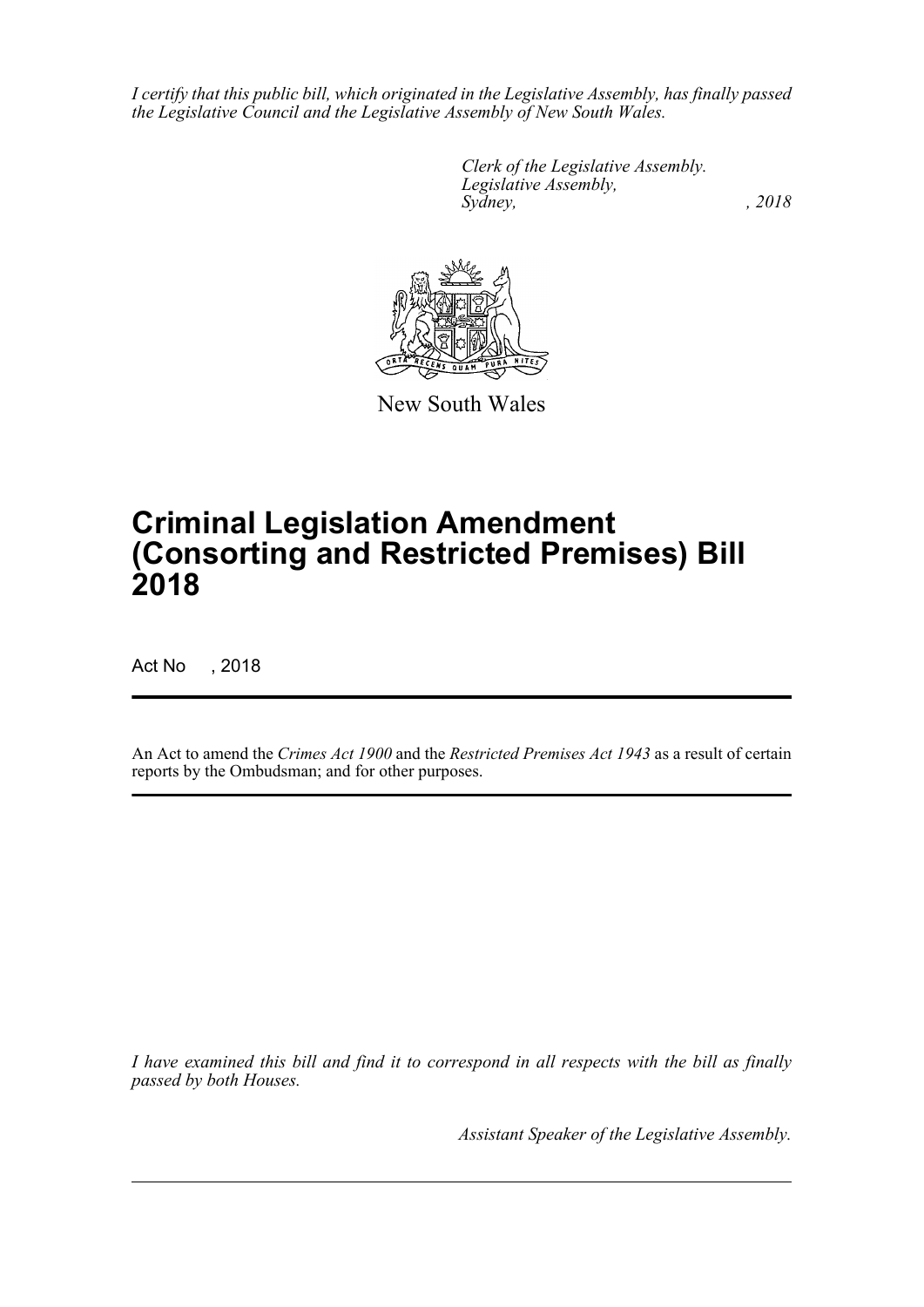*I certify that this public bill, which originated in the Legislative Assembly, has finally passed the Legislative Council and the Legislative Assembly of New South Wales.*

*Clerk of the Legislative Assembly.*
*Legislative Assembly,*
*Sydney, , 2018*

New South Wales

# Criminal Legislation Amendment (Consorting and Restricted Premises) Bill 2018

Act No , 2018

An Act to amend the *Crimes Act 1900* and the *Restricted Premises Act 1943* as a result of certain reports by the Ombudsman; and for other purposes.

*I have examined this bill and find it to correspond in all respects with the bill as finally passed by both Houses.*

*Assistant Speaker of the Legislative Assembly.*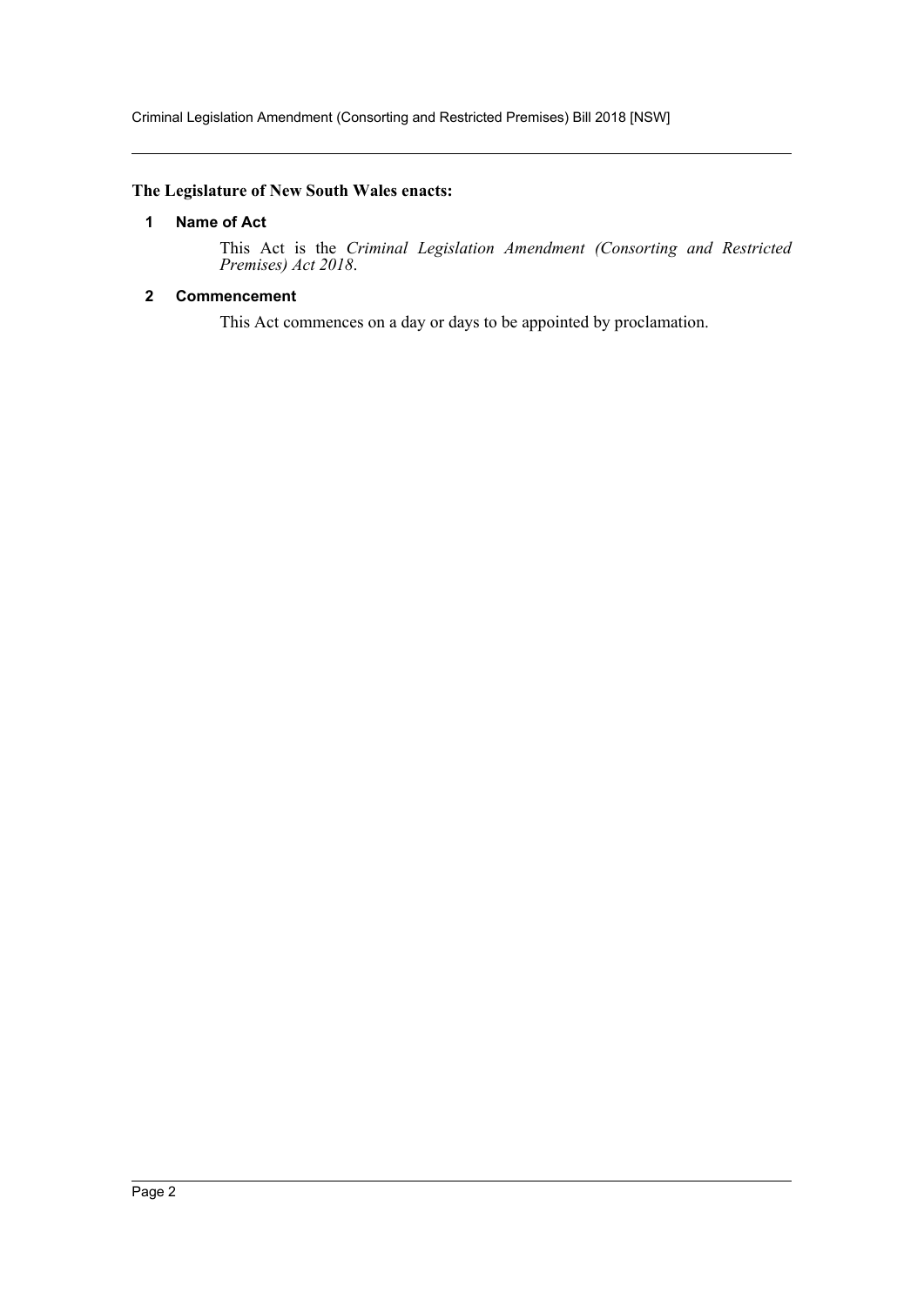**The Legislature of New South Wales enacts:**

### 1 Name of Act

This Act is the *Criminal Legislation Amendment (Consorting and Restricted Premises) Act 2018*.

### 2 Commencement

This Act commences on a day or days to be appointed by proclamation.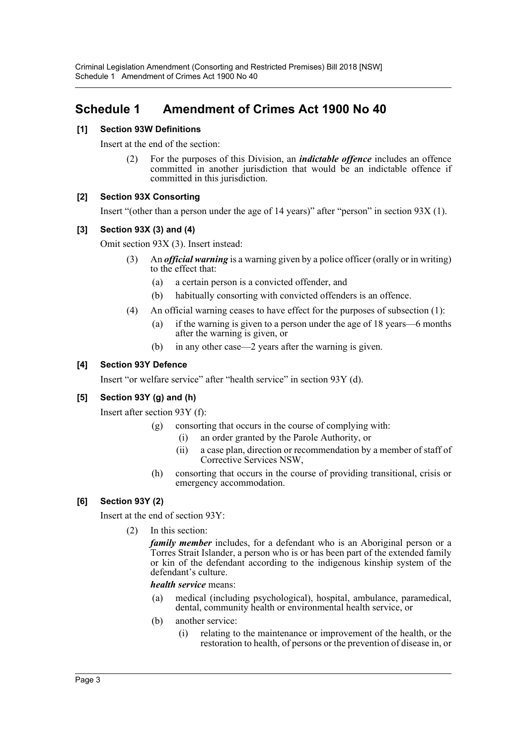## Schedule 1 Amendment of Crimes Act 1900 No 40

### [1] Section 93W Definitions

Insert at the end of the section:

(2) For the purposes of this Division, an ***indictable offence*** includes an offence committed in another jurisdiction that would be an indictable offence if committed in this jurisdiction.

### [2] Section 93X Consorting

Insert "(other than a person under the age of 14 years)" after "person" in section 93X (1).

### [3] Section 93X (3) and (4)

Omit section 93X (3). Insert instead:

(3) An ***official warning*** is a warning given by a police officer (orally or in writing) to the effect that:

- (a) a certain person is a convicted offender, and
- (b) habitually consorting with convicted offenders is an offence.

(4) An official warning ceases to have effect for the purposes of subsection (1):

- (a) if the warning is given to a person under the age of 18 years—6 months after the warning is given, or
- (b) in any other case—2 years after the warning is given.

### [4] Section 93Y Defence

Insert "or welfare service" after "health service" in section 93Y (d).

### [5] Section 93Y (g) and (h)

Insert after section 93Y (f):

- (g) consorting that occurs in the course of complying with:
  - (i) an order granted by the Parole Authority, or
  - (ii) a case plan, direction or recommendation by a member of staff of Corrective Services NSW,
- (h) consorting that occurs in the course of providing transitional, crisis or emergency accommodation.

### [6] Section 93Y (2)

Insert at the end of section 93Y:

(2) In this section:

***family member*** includes, for a defendant who is an Aboriginal person or a Torres Strait Islander, a person who is or has been part of the extended family or kin of the defendant according to the indigenous kinship system of the defendant's culture.

***health service*** means:

- (a) medical (including psychological), hospital, ambulance, paramedical, dental, community health or environmental health service, or
- (b) another service:
  - (i) relating to the maintenance or improvement of the health, or the restoration to health, of persons or the prevention of disease in, or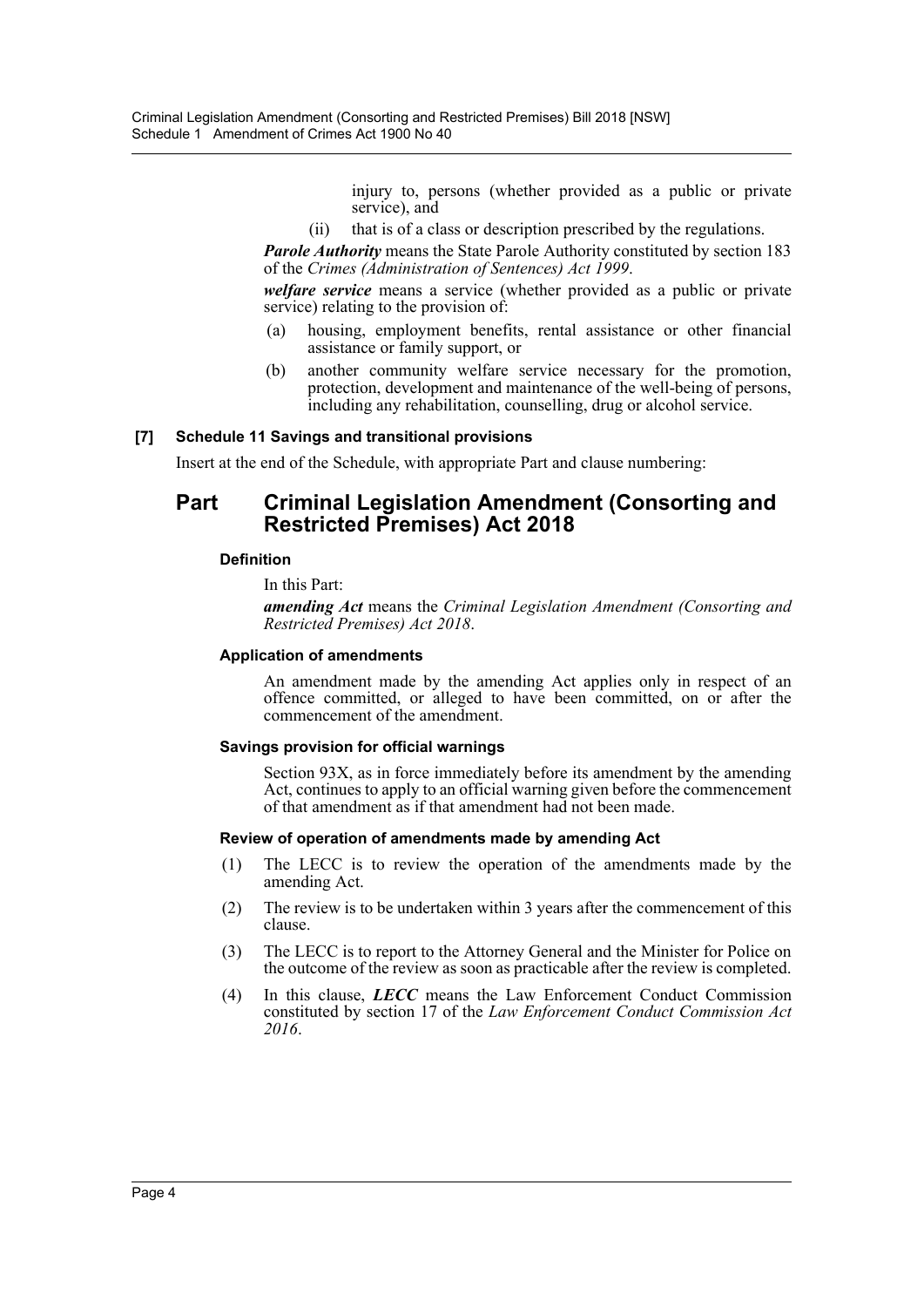injury to, persons (whether provided as a public or private service), and

(ii) that is of a class or description prescribed by the regulations.

***Parole Authority*** means the State Parole Authority constituted by section 183 of the *Crimes (Administration of Sentences) Act 1999*.

***welfare service*** means a service (whether provided as a public or private service) relating to the provision of:

(a) housing, employment benefits, rental assistance or other financial assistance or family support, or

(b) another community welfare service necessary for the promotion, protection, development and maintenance of the well-being of persons, including any rehabilitation, counselling, drug or alcohol service.

**[7] Schedule 11 Savings and transitional provisions**

Insert at the end of the Schedule, with appropriate Part and clause numbering:

## Part Criminal Legislation Amendment (Consorting and Restricted Premises) Act 2018

#### Definition

In this Part:

***amending Act*** means the *Criminal Legislation Amendment (Consorting and Restricted Premises) Act 2018*.

#### Application of amendments

An amendment made by the amending Act applies only in respect of an offence committed, or alleged to have been committed, on or after the commencement of the amendment.

#### Savings provision for official warnings

Section 93X, as in force immediately before its amendment by the amending Act, continues to apply to an official warning given before the commencement of that amendment as if that amendment had not been made.

#### Review of operation of amendments made by amending Act

(1) The LECC is to review the operation of the amendments made by the amending Act.

(2) The review is to be undertaken within 3 years after the commencement of this clause.

(3) The LECC is to report to the Attorney General and the Minister for Police on the outcome of the review as soon as practicable after the review is completed.

(4) In this clause, ***LECC*** means the Law Enforcement Conduct Commission constituted by section 17 of the *Law Enforcement Conduct Commission Act 2016*.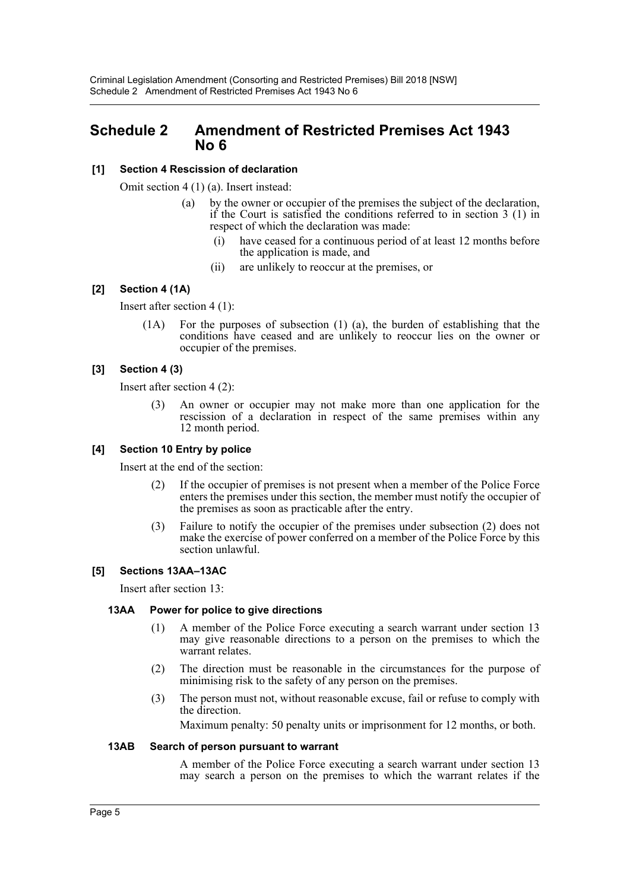## Schedule 2 Amendment of Restricted Premises Act 1943 No 6

### [1] Section 4 Rescission of declaration

Omit section 4 (1) (a). Insert instead:

> (a) by the owner or occupier of the premises the subject of the declaration, if the Court is satisfied the conditions referred to in section 3 (1) in respect of which the declaration was made:
>
> > (i) have ceased for a continuous period of at least 12 months before the application is made, and
> >
> > (ii) are unlikely to reoccur at the premises, or

### [2] Section 4 (1A)

Insert after section 4 (1):

> (1A) For the purposes of subsection (1) (a), the burden of establishing that the conditions have ceased and are unlikely to reoccur lies on the owner or occupier of the premises.

### [3] Section 4 (3)

Insert after section 4 (2):

> (3) An owner or occupier may not make more than one application for the rescission of a declaration in respect of the same premises within any 12 month period.

### [4] Section 10 Entry by police

Insert at the end of the section:

> (2) If the occupier of premises is not present when a member of the Police Force enters the premises under this section, the member must notify the occupier of the premises as soon as practicable after the entry.
>
> (3) Failure to notify the occupier of the premises under subsection (2) does not make the exercise of power conferred on a member of the Police Force by this section unlawful.

### [5] Sections 13AA–13AC

Insert after section 13:

> **13AA Power for police to give directions**
>
> (1) A member of the Police Force executing a search warrant under section 13 may give reasonable directions to a person on the premises to which the warrant relates.
>
> (2) The direction must be reasonable in the circumstances for the purpose of minimising risk to the safety of any person on the premises.
>
> (3) The person must not, without reasonable excuse, fail or refuse to comply with the direction.
>
> Maximum penalty: 50 penalty units or imprisonment for 12 months, or both.
>
> **13AB Search of person pursuant to warrant**
>
> A member of the Police Force executing a search warrant under section 13 may search a person on the premises to which the warrant relates if the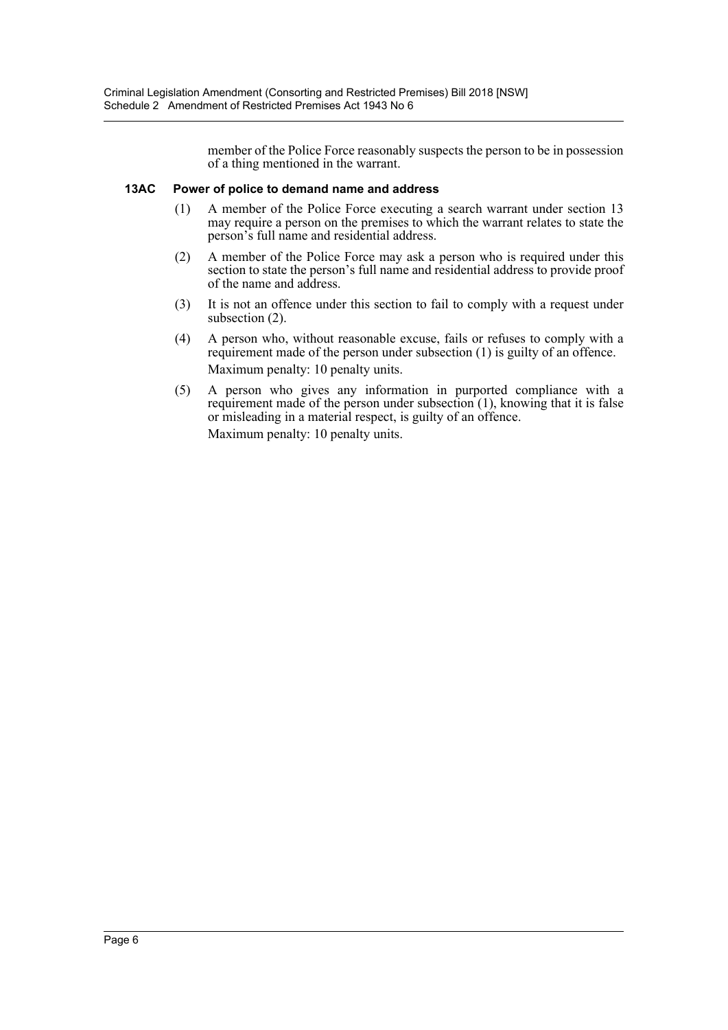member of the Police Force reasonably suspects the person to be in possession of a thing mentioned in the warrant.

### 13AC Power of police to demand name and address

(1) A member of the Police Force executing a search warrant under section 13 may require a person on the premises to which the warrant relates to state the person's full name and residential address.

(2) A member of the Police Force may ask a person who is required under this section to state the person's full name and residential address to provide proof of the name and address.

(3) It is not an offence under this section to fail to comply with a request under subsection (2).

(4) A person who, without reasonable excuse, fails or refuses to comply with a requirement made of the person under subsection (1) is guilty of an offence.

Maximum penalty: 10 penalty units.

(5) A person who gives any information in purported compliance with a requirement made of the person under subsection (1), knowing that it is false or misleading in a material respect, is guilty of an offence.

Maximum penalty: 10 penalty units.